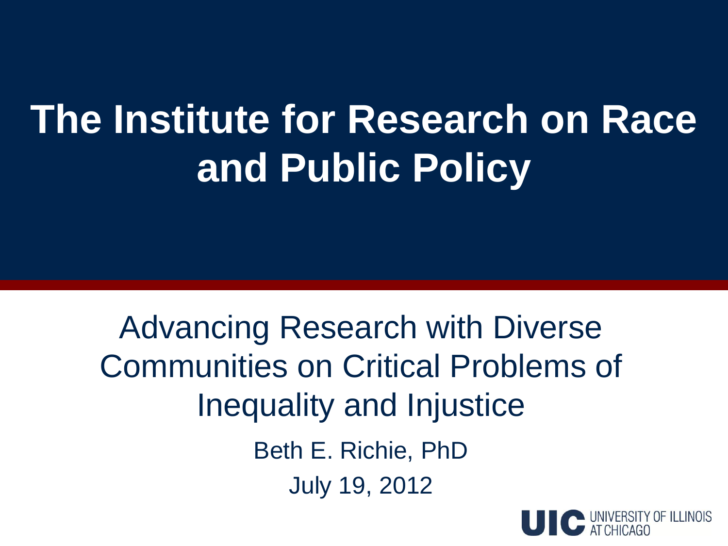# The Institute for Research on Race and Public Policy

Advancing Research with Diverse Communities on Critical Problems of Inequality and Injustice

Beth E. Richie, PhD

July 19, 2012

UIC UNIVERSITY OF ILLINOIS AT CHICAGO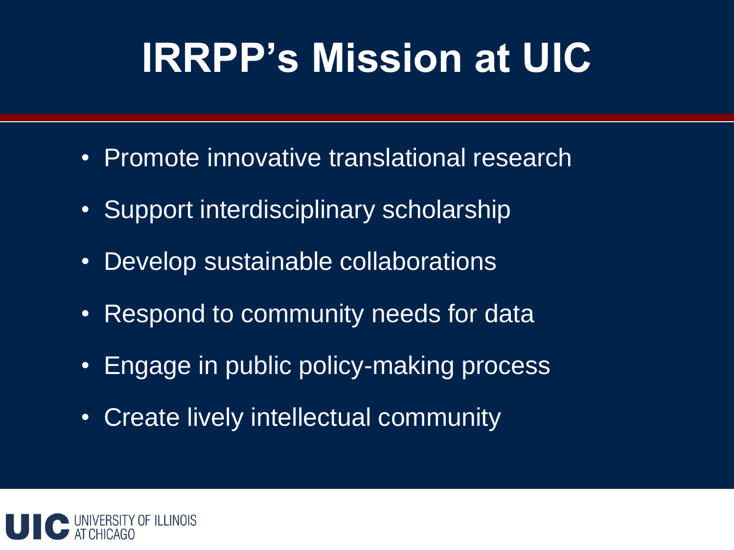# IRRPP's Mission at UIC

- Promote innovative translational research
- Support interdisciplinary scholarship
- Develop sustainable collaborations
- Respond to community needs for data
- Engage in public policy-making process
- Create lively intellectual community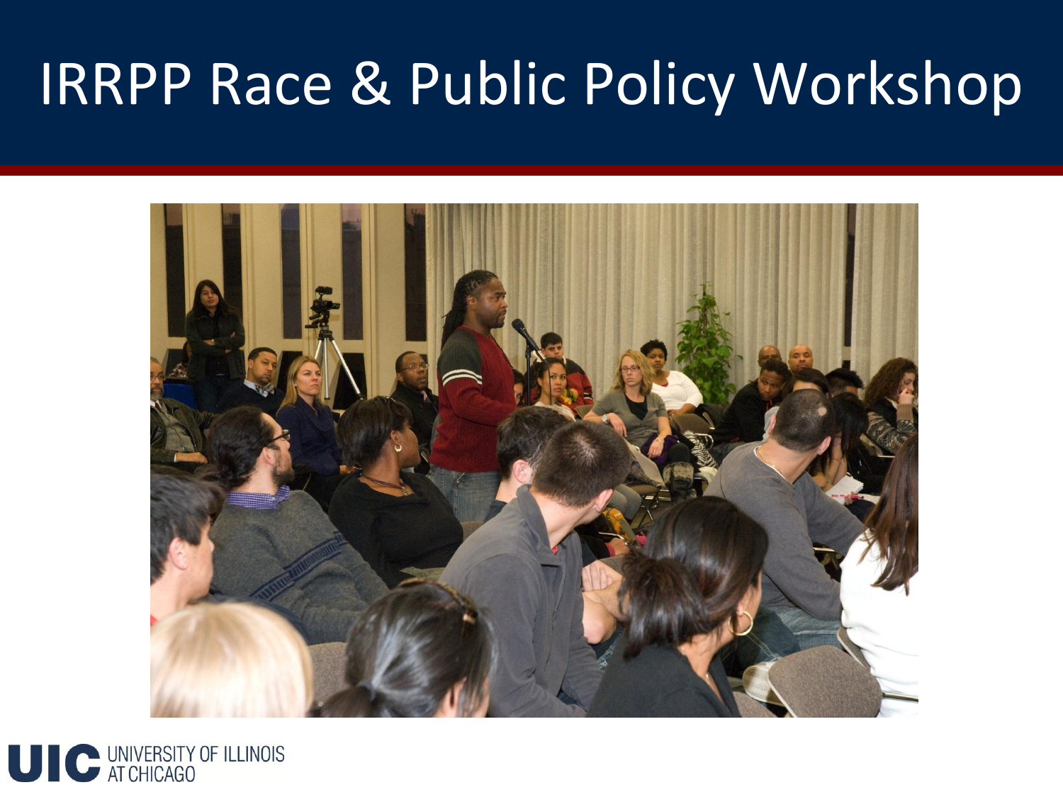# IRRPP Race & Public Policy Workshop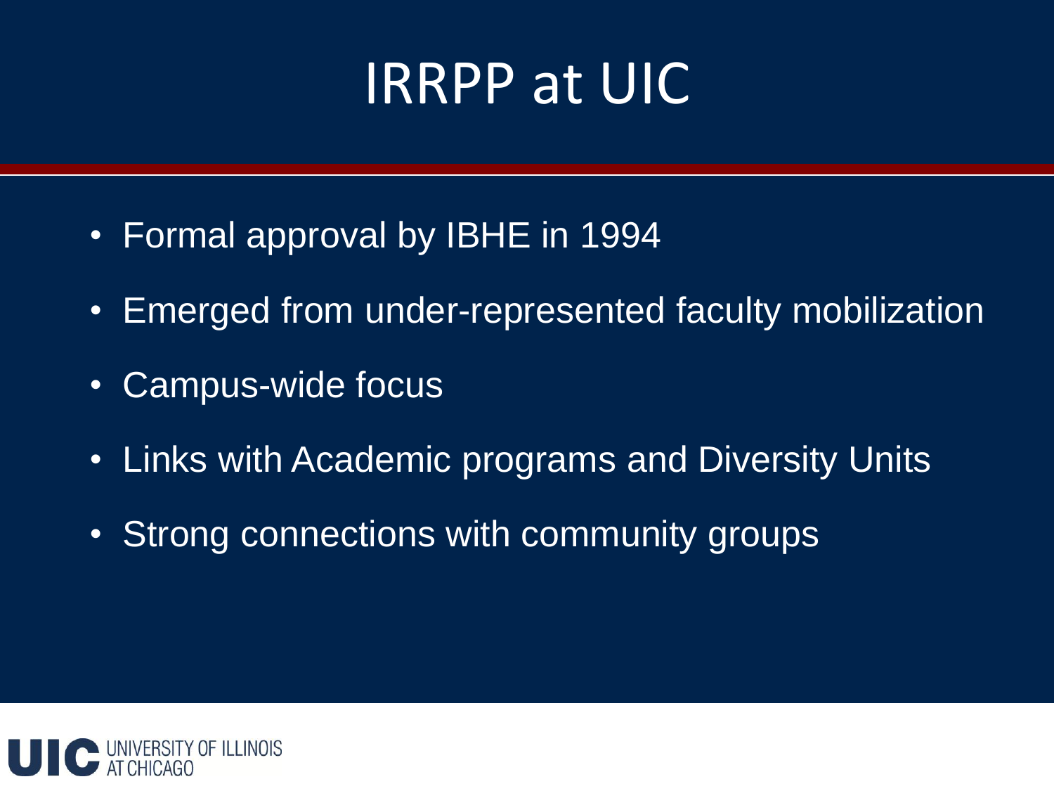# IRRPP at UIC

- Formal approval by IBHE in 1994
- Emerged from under-represented faculty mobilization
- Campus-wide focus
- Links with Academic programs and Diversity Units
- Strong connections with community groups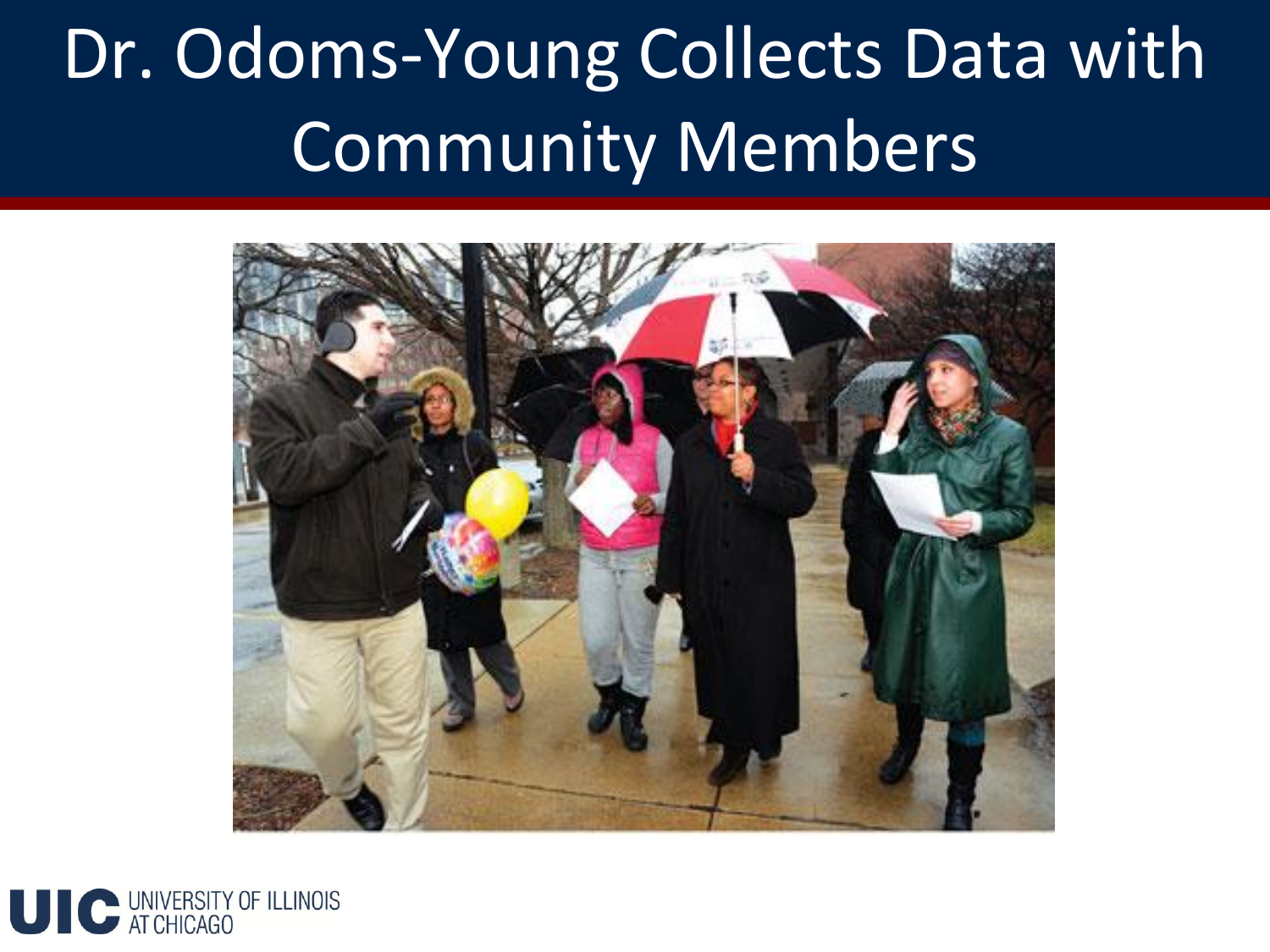# Dr. Odoms-Young Collects Data with Community Members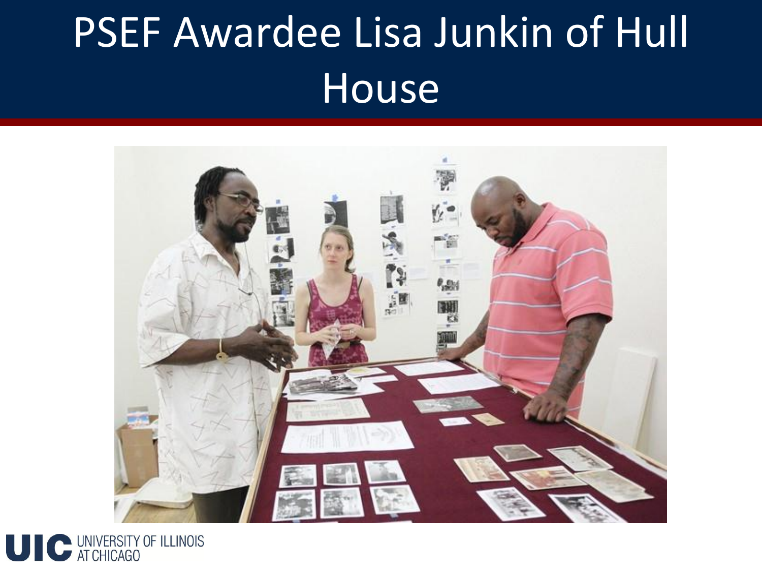# PSEF Awardee Lisa Junkin of Hull House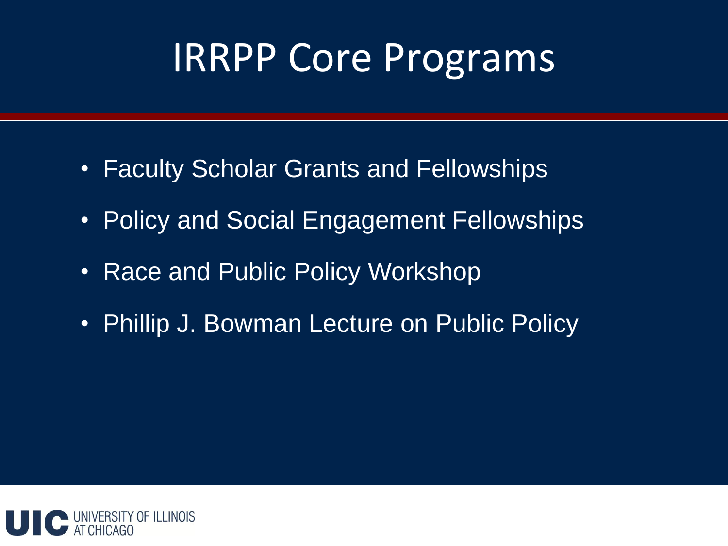# IRRPP Core Programs

- Faculty Scholar Grants and Fellowships
- Policy and Social Engagement Fellowships
- Race and Public Policy Workshop
- Phillip J. Bowman Lecture on Public Policy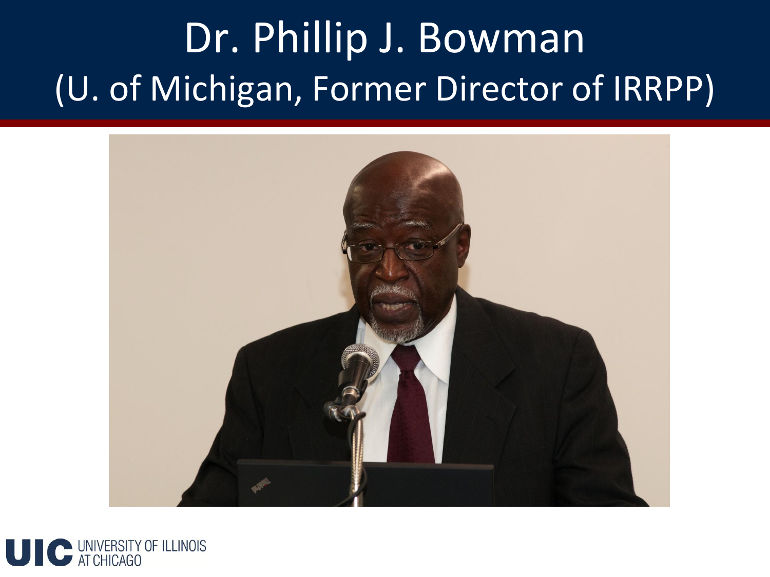# Dr. Phillip J. Bowman
# (U. of Michigan, Former Director of IRRPP)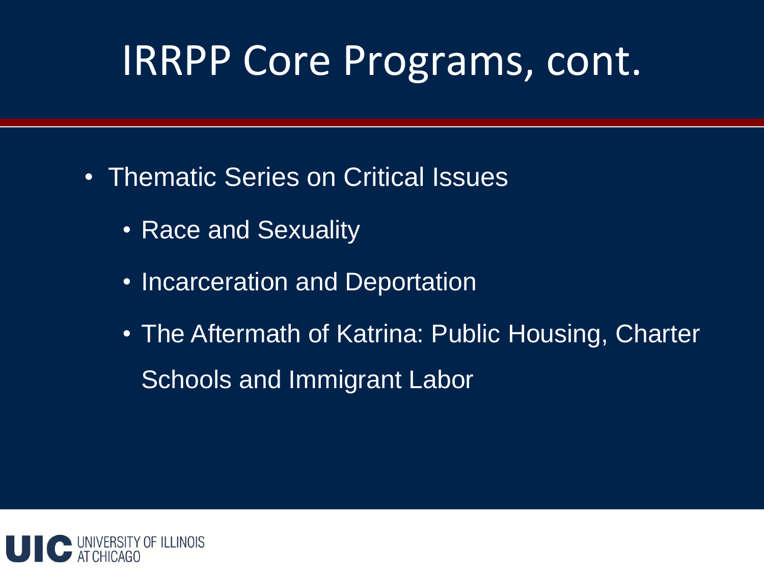# IRRPP Core Programs, cont.

- Thematic Series on Critical Issues
  - Race and Sexuality
  - Incarceration and Deportation
  - The Aftermath of Katrina: Public Housing, Charter Schools and Immigrant Labor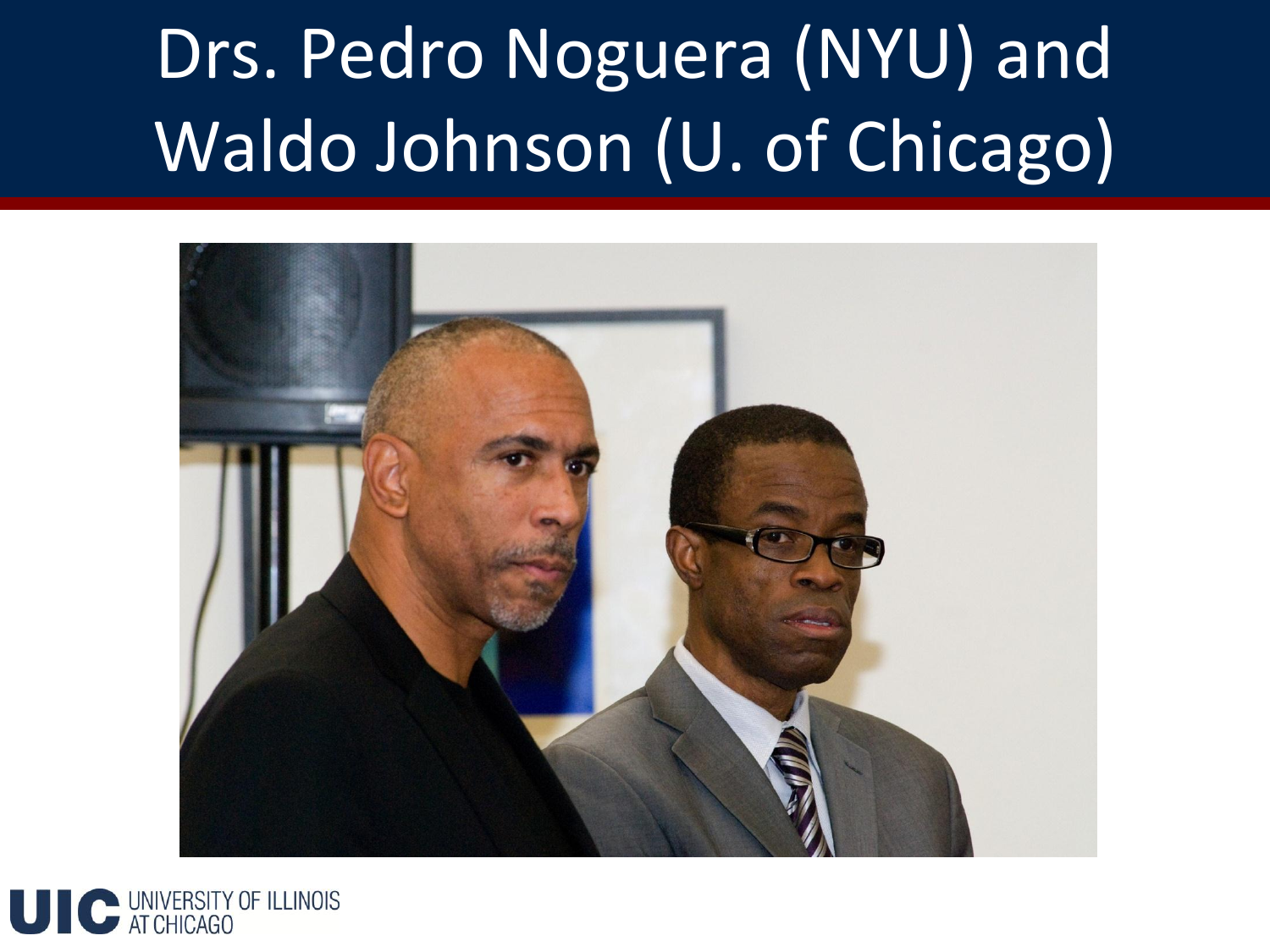# Drs. Pedro Noguera (NYU) and Waldo Johnson (U. of Chicago)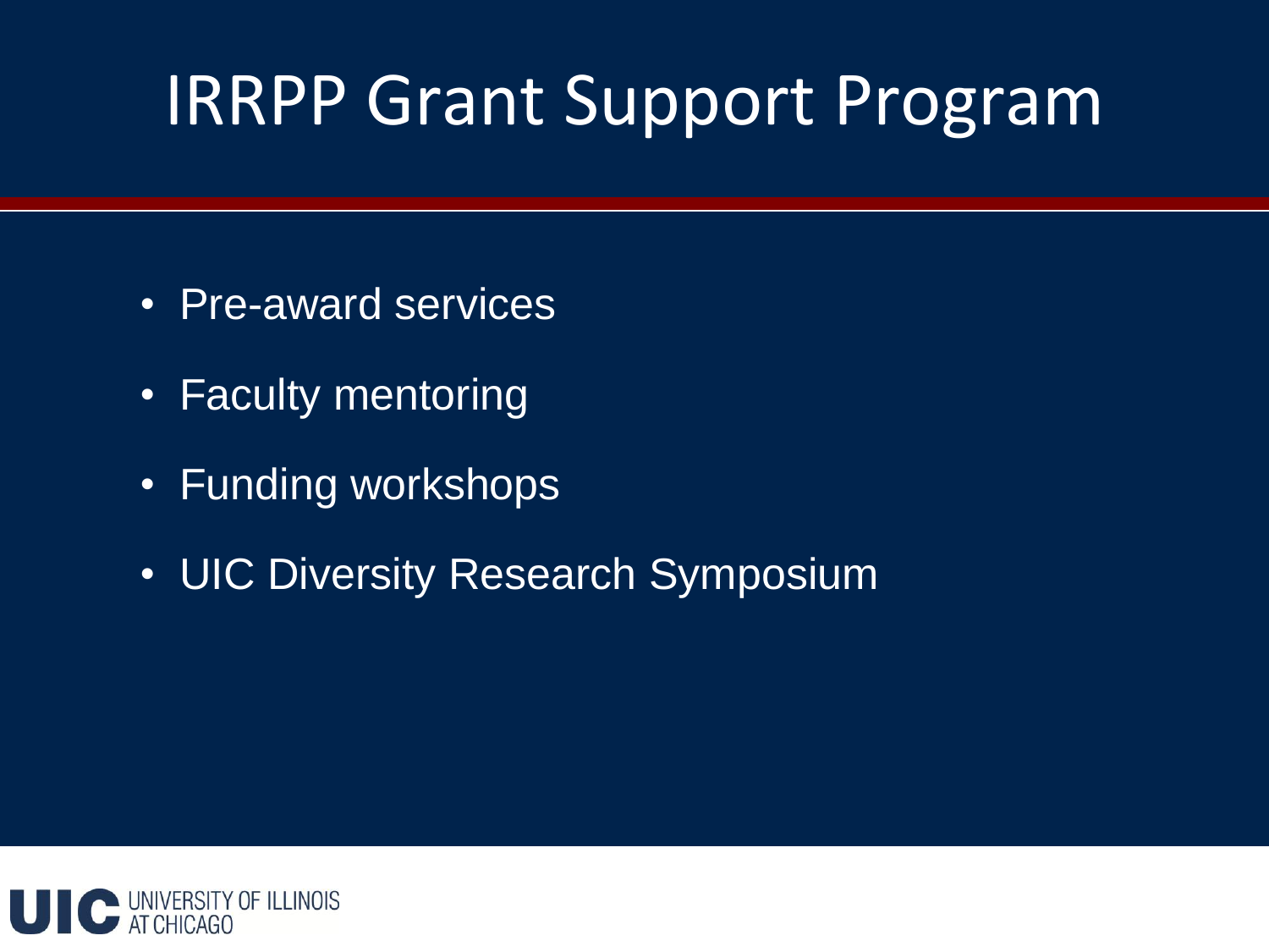# IRRPP Grant Support Program

- Pre-award services
- Faculty mentoring
- Funding workshops
- UIC Diversity Research Symposium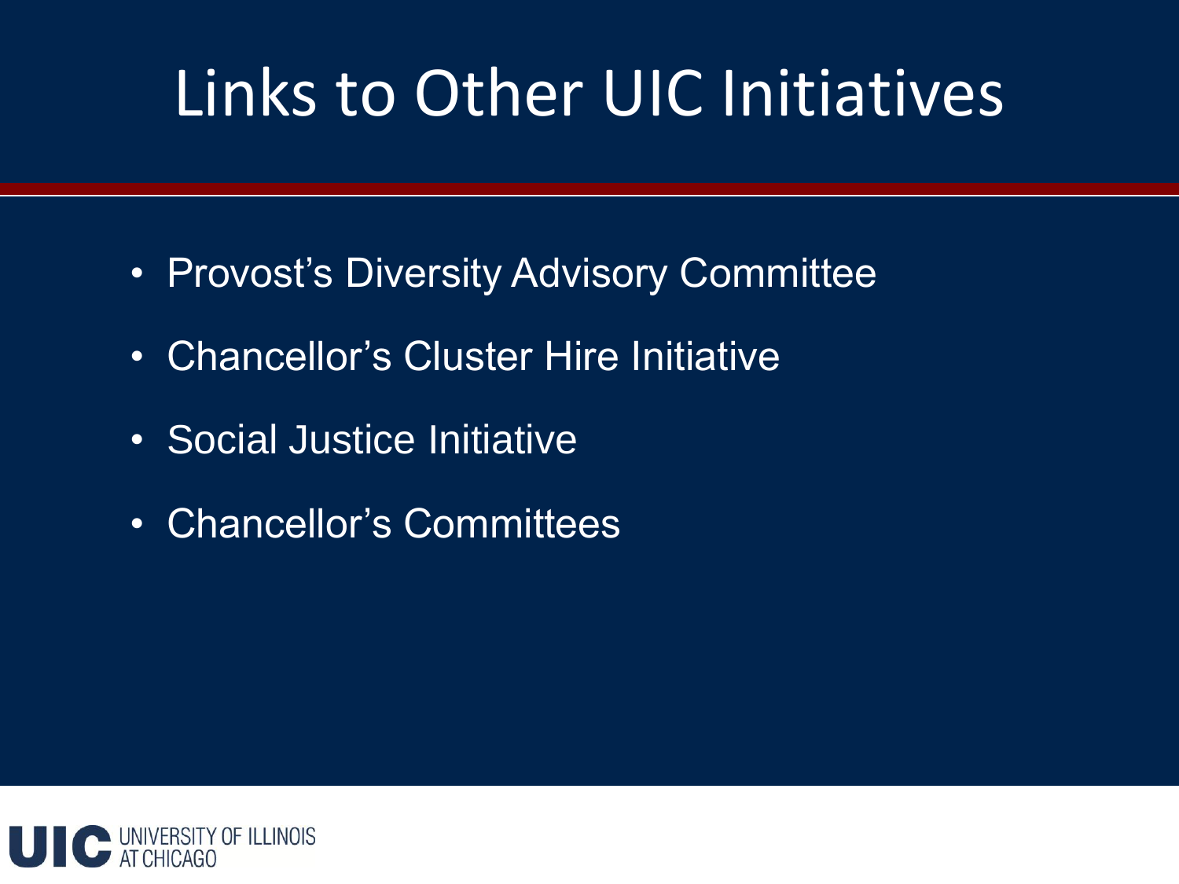# Links to Other UIC Initiatives

- Provost's Diversity Advisory Committee
- Chancellor's Cluster Hire Initiative
- Social Justice Initiative
- Chancellor's Committees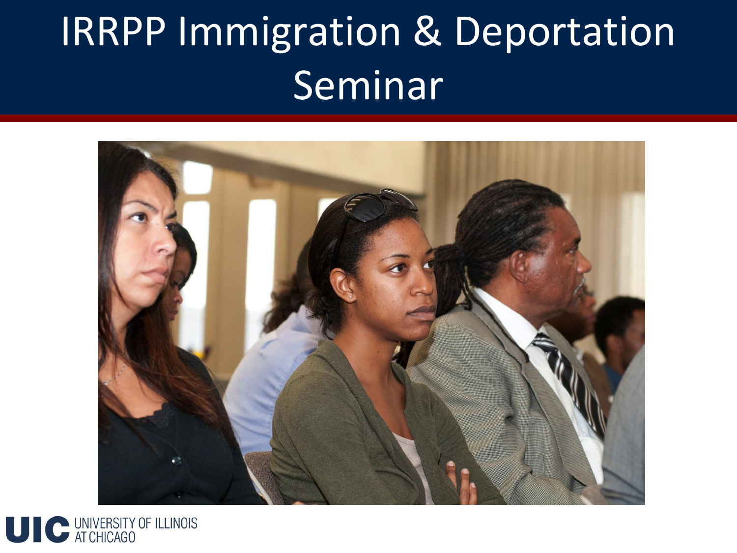# IRRPP Immigration & Deportation Seminar

UIC UNIVERSITY OF ILLINOIS AT CHICAGO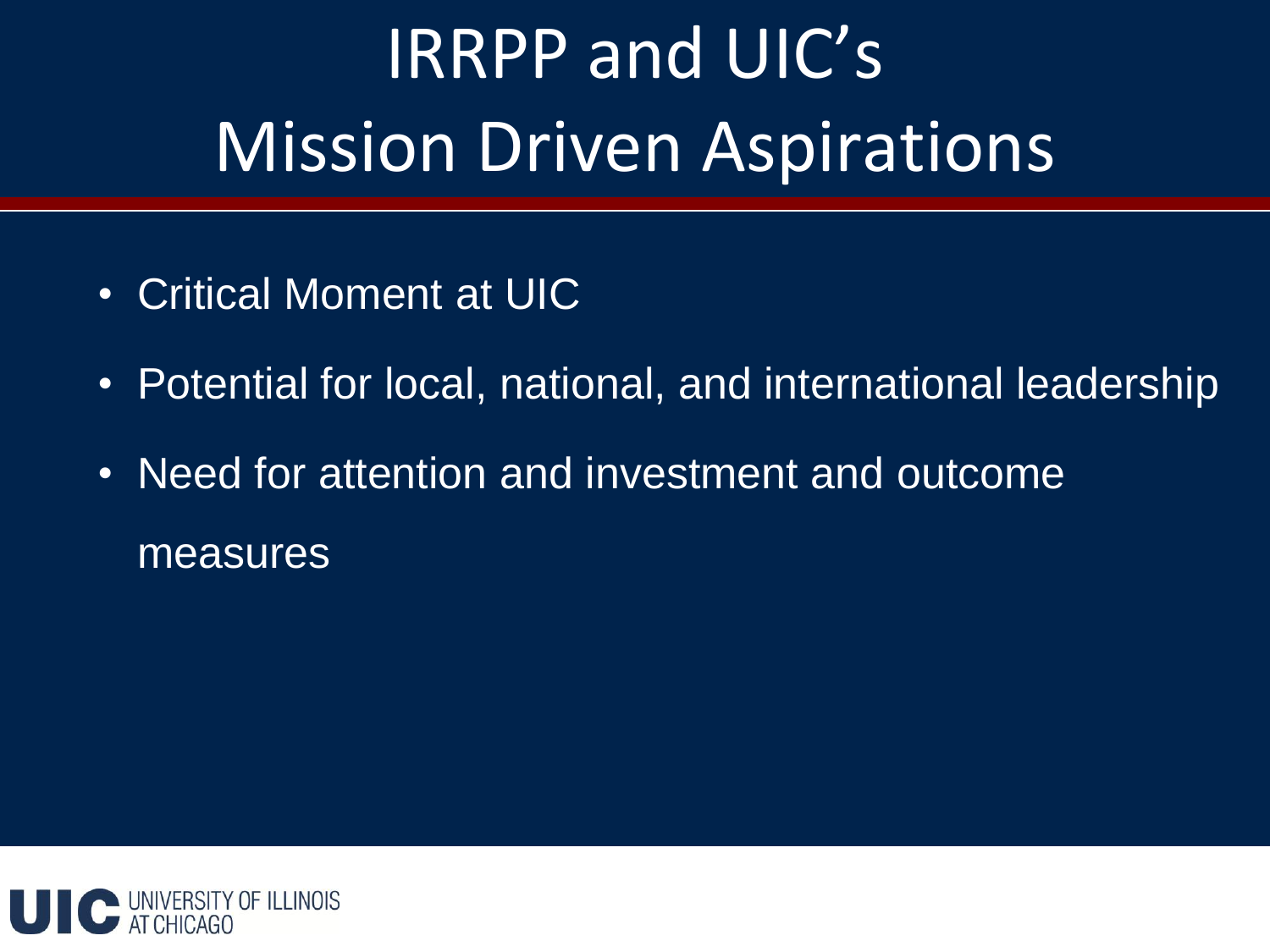# IRRPP and UIC's Mission Driven Aspirations

- Critical Moment at UIC
- Potential for local, national, and international leadership
- Need for attention and investment and outcome measures

UNIVERSITY OF ILLINOIS AT CHICAGO